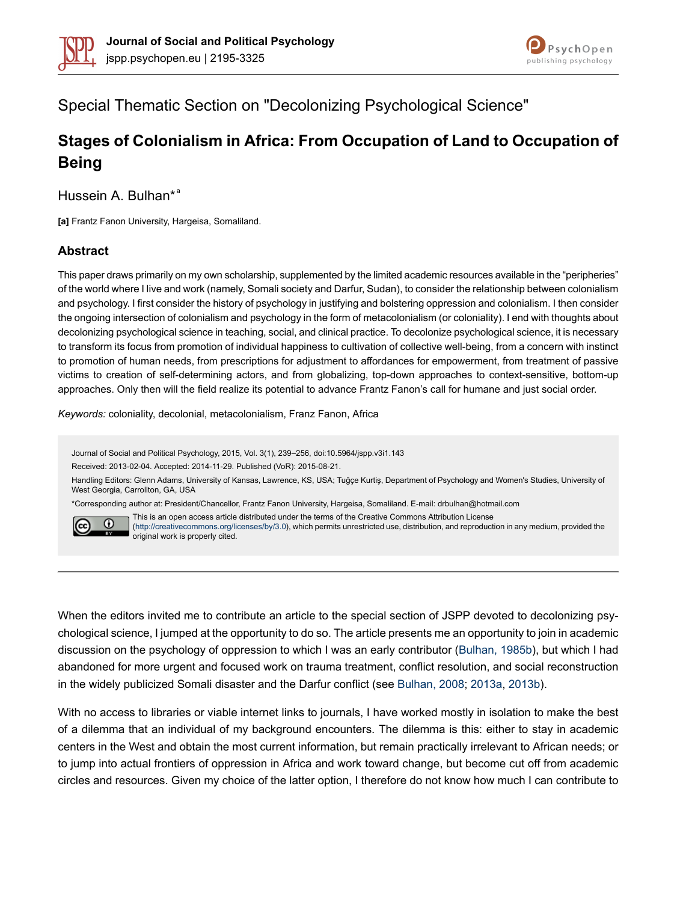Special Thematic Section on "Decolonizing Psychological Science"

# Stages of Colonialism in Africa: From Occupation of Land to Occupation of Being

Hussein A. Bulhan*[a]

**[a]** Frantz Fanon University, Hargeisa, Somaliland.

## Abstract

This paper draws primarily on my own scholarship, supplemented by the limited academic resources available in the "peripheries" of the world where I live and work (namely, Somali society and Darfur, Sudan), to consider the relationship between colonialism and psychology. I first consider the history of psychology in justifying and bolstering oppression and colonialism. I then consider the ongoing intersection of colonialism and psychology in the form of metacolonialism (or coloniality). I end with thoughts about decolonizing psychological science in teaching, social, and clinical practice. To decolonize psychological science, it is necessary to transform its focus from promotion of individual happiness to cultivation of collective well-being, from a concern with instinct to promotion of human needs, from prescriptions for adjustment to affordances for empowerment, from treatment of passive victims to creation of self-determining actors, and from globalizing, top-down approaches to context-sensitive, bottom-up approaches. Only then will the field realize its potential to advance Frantz Fanon's call for humane and just social order.

*Keywords:* coloniality, decolonial, metacolonialism, Franz Fanon, Africa

Journal of Social and Political Psychology, 2015, Vol. 3(1), 239–256, doi:10.5964/jspp.v3i1.143

Received: 2013-02-04. Accepted: 2014-11-29. Published (VoR): 2015-08-21.

Handling Editors: Glenn Adams, University of Kansas, Lawrence, KS, USA; Tuğçe Kurtiş, Department of Psychology and Women's Studies, University of West Georgia, Carrollton, GA, USA

*Corresponding author at: President/Chancellor, Frantz Fanon University, Hargeisa, Somaliland. E-mail: drbulhan@hotmail.com

This is an open access article distributed under the terms of the Creative Commons Attribution License (http://creativecommons.org/licenses/by/3.0), which permits unrestricted use, distribution, and reproduction in any medium, provided the original work is properly cited.

---

When the editors invited me to contribute an article to the special section of JSPP devoted to decolonizing psychological science, I jumped at the opportunity to do so. The article presents me an opportunity to join in academic discussion on the psychology of oppression to which I was an early contributor (Bulhan, 1985b), but which I had abandoned for more urgent and focused work on trauma treatment, conflict resolution, and social reconstruction in the widely publicized Somali disaster and the Darfur conflict (see Bulhan, 2008; 2013a, 2013b).

With no access to libraries or viable internet links to journals, I have worked mostly in isolation to make the best of a dilemma that an individual of my background encounters. The dilemma is this: either to stay in academic centers in the West and obtain the most current information, but remain practically irrelevant to African needs; or to jump into actual frontiers of oppression in Africa and work toward change, but become cut off from academic circles and resources. Given my choice of the latter option, I therefore do not know how much I can contribute to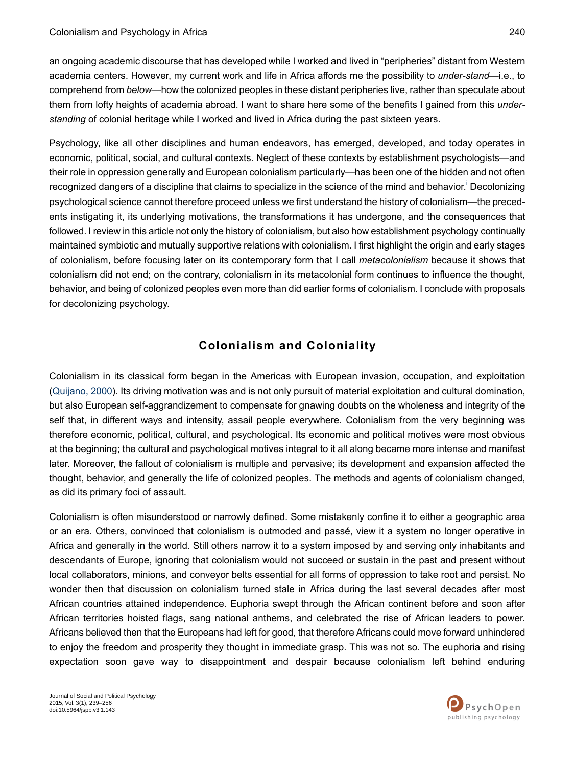an ongoing academic discourse that has developed while I worked and lived in "peripheries" distant from Western academia centers. However, my current work and life in Africa affords me the possibility to *under-stand*—i.e., to comprehend from *below*—how the colonized peoples in these distant peripheries live, rather than speculate about them from lofty heights of academia abroad. I want to share here some of the benefits I gained from this *under-standing* of colonial heritage while I worked and lived in Africa during the past sixteen years.

Psychology, like all other disciplines and human endeavors, has emerged, developed, and today operates in economic, political, social, and cultural contexts. Neglect of these contexts by establishment psychologists—and their role in oppression generally and European colonialism particularly—has been one of the hidden and not often recognized dangers of a discipline that claims to specialize in the science of the mind and behavior.[i] Decolonizing psychological science cannot therefore proceed unless we first understand the history of colonialism—the precedents instigating it, its underlying motivations, the transformations it has undergone, and the consequences that followed. I review in this article not only the history of colonialism, but also how establishment psychology continually maintained symbiotic and mutually supportive relations with colonialism. I first highlight the origin and early stages of colonialism, before focusing later on its contemporary form that I call *metacolonialism* because it shows that colonialism did not end; on the contrary, colonialism in its metacolonial form continues to influence the thought, behavior, and being of colonized peoples even more than did earlier forms of colonialism. I conclude with proposals for decolonizing psychology.

## Colonialism and Coloniality

Colonialism in its classical form began in the Americas with European invasion, occupation, and exploitation (Quijano, 2000). Its driving motivation was and is not only pursuit of material exploitation and cultural domination, but also European self-aggrandizement to compensate for gnawing doubts on the wholeness and integrity of the self that, in different ways and intensity, assail people everywhere. Colonialism from the very beginning was therefore economic, political, cultural, and psychological. Its economic and political motives were most obvious at the beginning; the cultural and psychological motives integral to it all along became more intense and manifest later. Moreover, the fallout of colonialism is multiple and pervasive; its development and expansion affected the thought, behavior, and generally the life of colonized peoples. The methods and agents of colonialism changed, as did its primary foci of assault.

Colonialism is often misunderstood or narrowly defined. Some mistakenly confine it to either a geographic area or an era. Others, convinced that colonialism is outmoded and passé, view it a system no longer operative in Africa and generally in the world. Still others narrow it to a system imposed by and serving only inhabitants and descendants of Europe, ignoring that colonialism would not succeed or sustain in the past and present without local collaborators, minions, and conveyor belts essential for all forms of oppression to take root and persist. No wonder then that discussion on colonialism turned stale in Africa during the last several decades after most African countries attained independence. Euphoria swept through the African continent before and soon after African territories hoisted flags, sang national anthems, and celebrated the rise of African leaders to power. Africans believed then that the Europeans had left for good, that therefore Africans could move forward unhindered to enjoy the freedom and prosperity they thought in immediate grasp. This was not so. The euphoria and rising expectation soon gave way to disappointment and despair because colonialism left behind enduring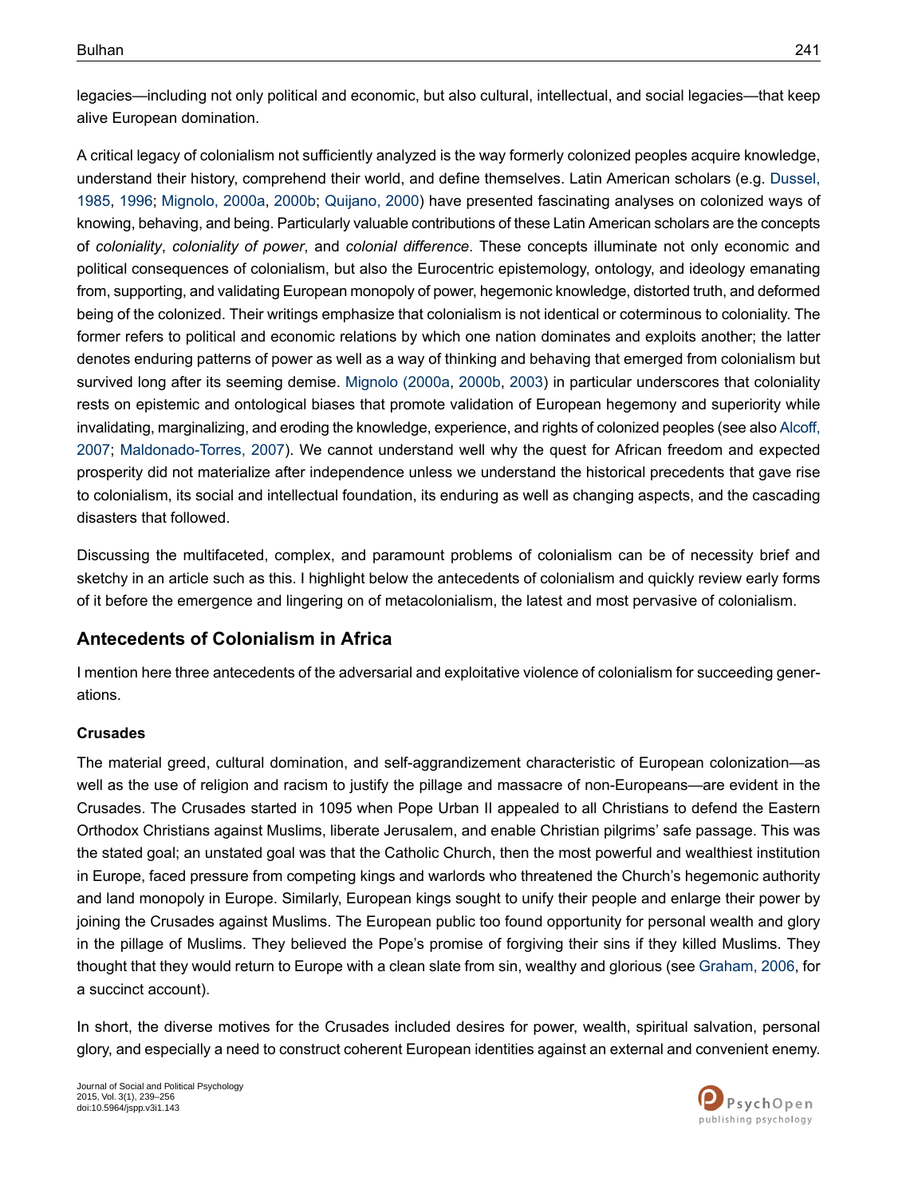legacies—including not only political and economic, but also cultural, intellectual, and social legacies—that keep alive European domination.

A critical legacy of colonialism not sufficiently analyzed is the way formerly colonized peoples acquire knowledge, understand their history, comprehend their world, and define themselves. Latin American scholars (e.g. Dussel, 1985, 1996; Mignolo, 2000a, 2000b; Quijano, 2000) have presented fascinating analyses on colonized ways of knowing, behaving, and being. Particularly valuable contributions of these Latin American scholars are the concepts of *coloniality*, *coloniality of power*, and *colonial difference*. These concepts illuminate not only economic and political consequences of colonialism, but also the Eurocentric epistemology, ontology, and ideology emanating from, supporting, and validating European monopoly of power, hegemonic knowledge, distorted truth, and deformed being of the colonized. Their writings emphasize that colonialism is not identical or coterminous to coloniality. The former refers to political and economic relations by which one nation dominates and exploits another; the latter denotes enduring patterns of power as well as a way of thinking and behaving that emerged from colonialism but survived long after its seeming demise. Mignolo (2000a, 2000b, 2003) in particular underscores that coloniality rests on epistemic and ontological biases that promote validation of European hegemony and superiority while invalidating, marginalizing, and eroding the knowledge, experience, and rights of colonized peoples (see also Alcoff, 2007; Maldonado-Torres, 2007). We cannot understand well why the quest for African freedom and expected prosperity did not materialize after independence unless we understand the historical precedents that gave rise to colonialism, its social and intellectual foundation, its enduring as well as changing aspects, and the cascading disasters that followed.

Discussing the multifaceted, complex, and paramount problems of colonialism can be of necessity brief and sketchy in an article such as this. I highlight below the antecedents of colonialism and quickly review early forms of it before the emergence and lingering on of metacolonialism, the latest and most pervasive of colonialism.

## Antecedents of Colonialism in Africa

I mention here three antecedents of the adversarial and exploitative violence of colonialism for succeeding generations.

### Crusades

The material greed, cultural domination, and self-aggrandizement characteristic of European colonization—as well as the use of religion and racism to justify the pillage and massacre of non-Europeans—are evident in the Crusades. The Crusades started in 1095 when Pope Urban II appealed to all Christians to defend the Eastern Orthodox Christians against Muslims, liberate Jerusalem, and enable Christian pilgrims' safe passage. This was the stated goal; an unstated goal was that the Catholic Church, then the most powerful and wealthiest institution in Europe, faced pressure from competing kings and warlords who threatened the Church's hegemonic authority and land monopoly in Europe. Similarly, European kings sought to unify their people and enlarge their power by joining the Crusades against Muslims. The European public too found opportunity for personal wealth and glory in the pillage of Muslims. They believed the Pope's promise of forgiving their sins if they killed Muslims. They thought that they would return to Europe with a clean slate from sin, wealthy and glorious (see Graham, 2006, for a succinct account).

In short, the diverse motives for the Crusades included desires for power, wealth, spiritual salvation, personal glory, and especially a need to construct coherent European identities against an external and convenient enemy.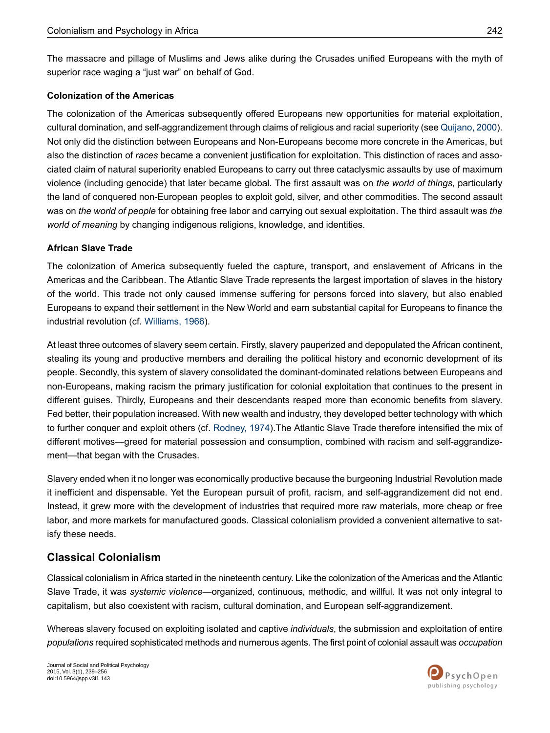The massacre and pillage of Muslims and Jews alike during the Crusades unified Europeans with the myth of superior race waging a "just war" on behalf of God.

### Colonization of the Americas

The colonization of the Americas subsequently offered Europeans new opportunities for material exploitation, cultural domination, and self-aggrandizement through claims of religious and racial superiority (see Quijano, 2000). Not only did the distinction between Europeans and Non-Europeans become more concrete in the Americas, but also the distinction of *races* became a convenient justification for exploitation. This distinction of races and associated claim of natural superiority enabled Europeans to carry out three cataclysmic assaults by use of maximum violence (including genocide) that later became global. The first assault was on *the world of things*, particularly the land of conquered non-European peoples to exploit gold, silver, and other commodities. The second assault was on *the world of people* for obtaining free labor and carrying out sexual exploitation. The third assault was *the world of meaning* by changing indigenous religions, knowledge, and identities.

### African Slave Trade

The colonization of America subsequently fueled the capture, transport, and enslavement of Africans in the Americas and the Caribbean. The Atlantic Slave Trade represents the largest importation of slaves in the history of the world. This trade not only caused immense suffering for persons forced into slavery, but also enabled Europeans to expand their settlement in the New World and earn substantial capital for Europeans to finance the industrial revolution (cf. Williams, 1966).

At least three outcomes of slavery seem certain. Firstly, slavery pauperized and depopulated the African continent, stealing its young and productive members and derailing the political history and economic development of its people. Secondly, this system of slavery consolidated the dominant-dominated relations between Europeans and non-Europeans, making racism the primary justification for colonial exploitation that continues to the present in different guises. Thirdly, Europeans and their descendants reaped more than economic benefits from slavery. Fed better, their population increased. With new wealth and industry, they developed better technology with which to further conquer and exploit others (cf. Rodney, 1974).The Atlantic Slave Trade therefore intensified the mix of different motives—greed for material possession and consumption, combined with racism and self-aggrandizement—that began with the Crusades.

Slavery ended when it no longer was economically productive because the burgeoning Industrial Revolution made it inefficient and dispensable. Yet the European pursuit of profit, racism, and self-aggrandizement did not end. Instead, it grew more with the development of industries that required more raw materials, more cheap or free labor, and more markets for manufactured goods. Classical colonialism provided a convenient alternative to satisfy these needs.

## Classical Colonialism

Classical colonialism in Africa started in the nineteenth century. Like the colonization of the Americas and the Atlantic Slave Trade, it was *systemic violence*—organized, continuous, methodic, and willful. It was not only integral to capitalism, but also coexistent with racism, cultural domination, and European self-aggrandizement.

Whereas slavery focused on exploiting isolated and captive *individuals*, the submission and exploitation of entire *populations* required sophisticated methods and numerous agents. The first point of colonial assault was *occupation*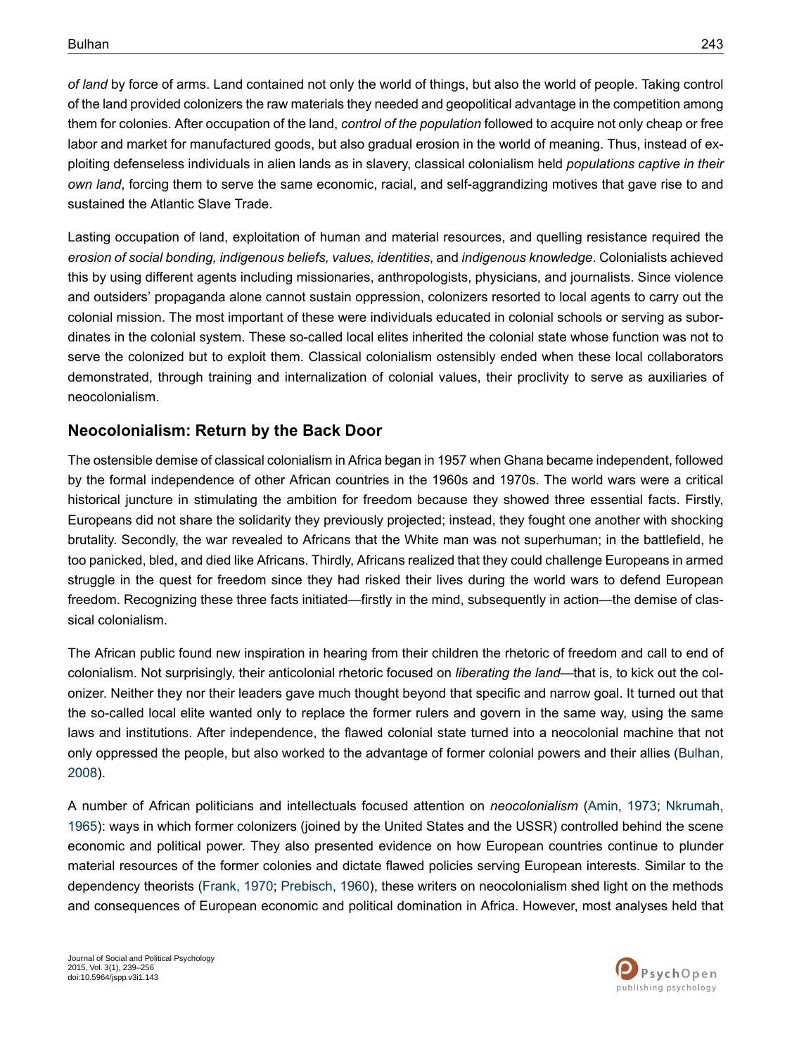*of land* by force of arms. Land contained not only the world of things, but also the world of people. Taking control of the land provided colonizers the raw materials they needed and geopolitical advantage in the competition among them for colonies. After occupation of the land, *control of the population* followed to acquire not only cheap or free labor and market for manufactured goods, but also gradual erosion in the world of meaning. Thus, instead of exploiting defenseless individuals in alien lands as in slavery, classical colonialism held *populations captive in their own land*, forcing them to serve the same economic, racial, and self-aggrandizing motives that gave rise to and sustained the Atlantic Slave Trade.

Lasting occupation of land, exploitation of human and material resources, and quelling resistance required the *erosion of social bonding, indigenous beliefs, values, identities*, and *indigenous knowledge*. Colonialists achieved this by using different agents including missionaries, anthropologists, physicians, and journalists. Since violence and outsiders' propaganda alone cannot sustain oppression, colonizers resorted to local agents to carry out the colonial mission. The most important of these were individuals educated in colonial schools or serving as subordinates in the colonial system. These so-called local elites inherited the colonial state whose function was not to serve the colonized but to exploit them. Classical colonialism ostensibly ended when these local collaborators demonstrated, through training and internalization of colonial values, their proclivity to serve as auxiliaries of neocolonialism.

## Neocolonialism: Return by the Back Door

The ostensible demise of classical colonialism in Africa began in 1957 when Ghana became independent, followed by the formal independence of other African countries in the 1960s and 1970s. The world wars were a critical historical juncture in stimulating the ambition for freedom because they showed three essential facts. Firstly, Europeans did not share the solidarity they previously projected; instead, they fought one another with shocking brutality. Secondly, the war revealed to Africans that the White man was not superhuman; in the battlefield, he too panicked, bled, and died like Africans. Thirdly, Africans realized that they could challenge Europeans in armed struggle in the quest for freedom since they had risked their lives during the world wars to defend European freedom. Recognizing these three facts initiated—firstly in the mind, subsequently in action—the demise of classical colonialism.

The African public found new inspiration in hearing from their children the rhetoric of freedom and call to end of colonialism. Not surprisingly, their anticolonial rhetoric focused on *liberating the land*—that is, to kick out the colonizer. Neither they nor their leaders gave much thought beyond that specific and narrow goal. It turned out that the so-called local elite wanted only to replace the former rulers and govern in the same way, using the same laws and institutions. After independence, the flawed colonial state turned into a neocolonial machine that not only oppressed the people, but also worked to the advantage of former colonial powers and their allies (Bulhan, 2008).

A number of African politicians and intellectuals focused attention on *neocolonialism* (Amin, 1973; Nkrumah, 1965): ways in which former colonizers (joined by the United States and the USSR) controlled behind the scene economic and political power. They also presented evidence on how European countries continue to plunder material resources of the former colonies and dictate flawed policies serving European interests. Similar to the dependency theorists (Frank, 1970; Prebisch, 1960), these writers on neocolonialism shed light on the methods and consequences of European economic and political domination in Africa. However, most analyses held that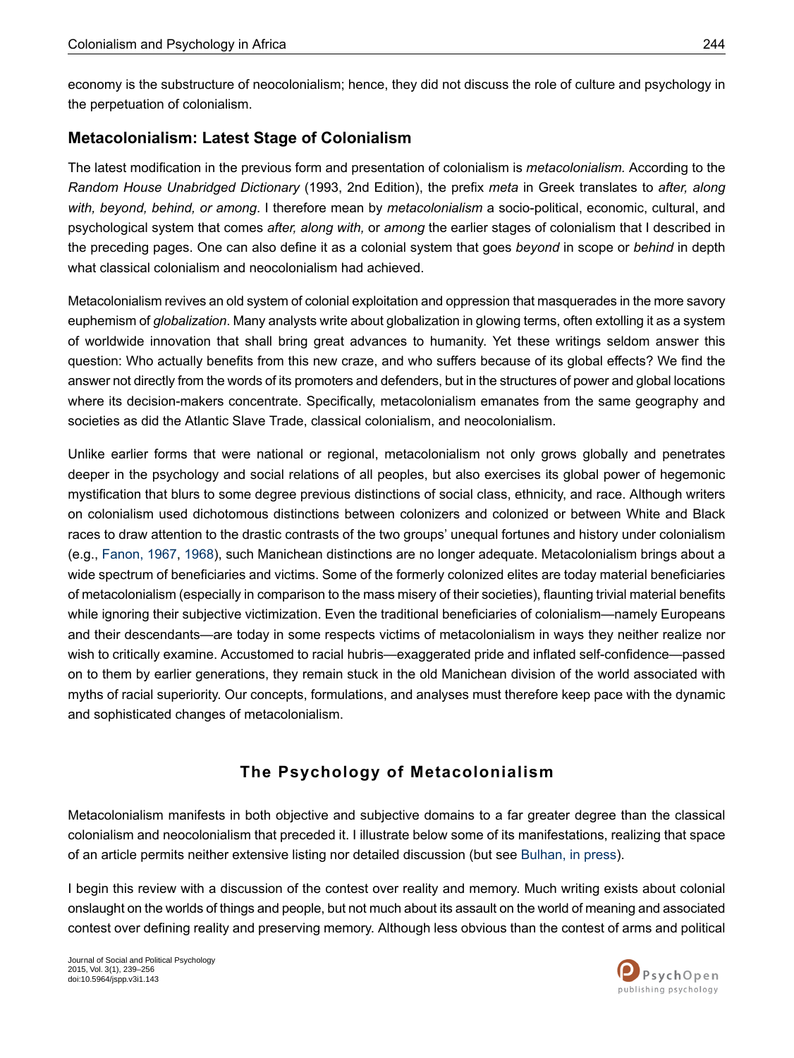economy is the substructure of neocolonialism; hence, they did not discuss the role of culture and psychology in the perpetuation of colonialism.

### Metacolonialism: Latest Stage of Colonialism

The latest modification in the previous form and presentation of colonialism is *metacolonialism.* According to the *Random House Unabridged Dictionary* (1993, 2nd Edition), the prefix *meta* in Greek translates to *after, along with, beyond, behind, or among*. I therefore mean by *metacolonialism* a socio-political, economic, cultural, and psychological system that comes *after, along with,* or *among* the earlier stages of colonialism that I described in the preceding pages. One can also define it as a colonial system that goes *beyond* in scope or *behind* in depth what classical colonialism and neocolonialism had achieved.

Metacolonialism revives an old system of colonial exploitation and oppression that masquerades in the more savory euphemism of *globalization*. Many analysts write about globalization in glowing terms, often extolling it as a system of worldwide innovation that shall bring great advances to humanity. Yet these writings seldom answer this question: Who actually benefits from this new craze, and who suffers because of its global effects? We find the answer not directly from the words of its promoters and defenders, but in the structures of power and global locations where its decision-makers concentrate. Specifically, metacolonialism emanates from the same geography and societies as did the Atlantic Slave Trade, classical colonialism, and neocolonialism.

Unlike earlier forms that were national or regional, metacolonialism not only grows globally and penetrates deeper in the psychology and social relations of all peoples, but also exercises its global power of hegemonic mystification that blurs to some degree previous distinctions of social class, ethnicity, and race. Although writers on colonialism used dichotomous distinctions between colonizers and colonized or between White and Black races to draw attention to the drastic contrasts of the two groups' unequal fortunes and history under colonialism (e.g., Fanon, 1967, 1968), such Manichean distinctions are no longer adequate. Metacolonialism brings about a wide spectrum of beneficiaries and victims. Some of the formerly colonized elites are today material beneficiaries of metacolonialism (especially in comparison to the mass misery of their societies), flaunting trivial material benefits while ignoring their subjective victimization. Even the traditional beneficiaries of colonialism—namely Europeans and their descendants—are today in some respects victims of metacolonialism in ways they neither realize nor wish to critically examine. Accustomed to racial hubris—exaggerated pride and inflated self-confidence—passed on to them by earlier generations, they remain stuck in the old Manichean division of the world associated with myths of racial superiority. Our concepts, formulations, and analyses must therefore keep pace with the dynamic and sophisticated changes of metacolonialism.

## The Psychology of Metacolonialism

Metacolonialism manifests in both objective and subjective domains to a far greater degree than the classical colonialism and neocolonialism that preceded it. I illustrate below some of its manifestations, realizing that space of an article permits neither extensive listing nor detailed discussion (but see Bulhan, in press).

I begin this review with a discussion of the contest over reality and memory. Much writing exists about colonial onslaught on the worlds of things and people, but not much about its assault on the world of meaning and associated contest over defining reality and preserving memory. Although less obvious than the contest of arms and political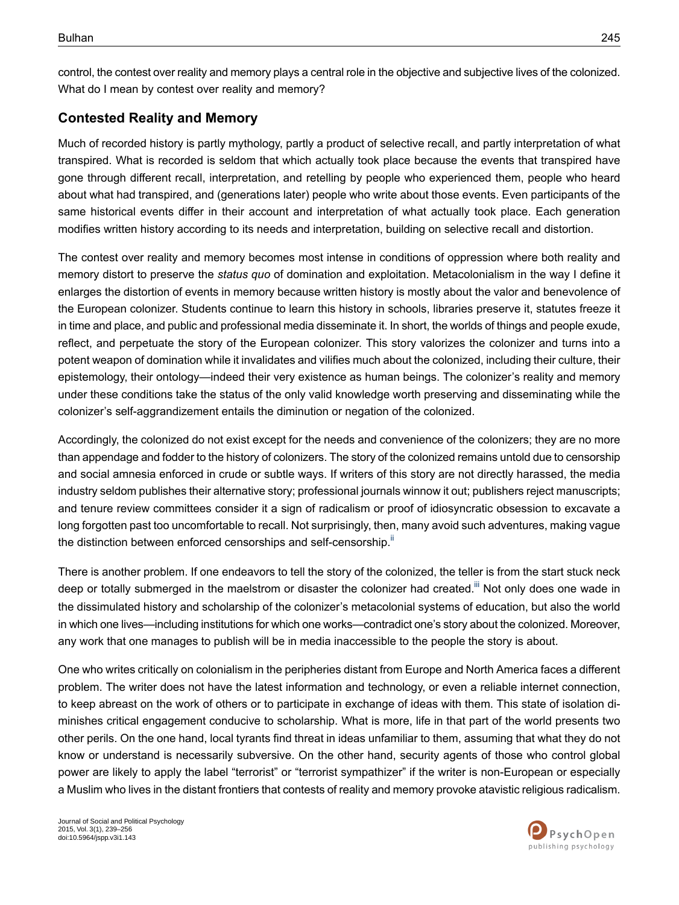control, the contest over reality and memory plays a central role in the objective and subjective lives of the colonized. What do I mean by contest over reality and memory?

## Contested Reality and Memory

Much of recorded history is partly mythology, partly a product of selective recall, and partly interpretation of what transpired. What is recorded is seldom that which actually took place because the events that transpired have gone through different recall, interpretation, and retelling by people who experienced them, people who heard about what had transpired, and (generations later) people who write about those events. Even participants of the same historical events differ in their account and interpretation of what actually took place. Each generation modifies written history according to its needs and interpretation, building on selective recall and distortion.

The contest over reality and memory becomes most intense in conditions of oppression where both reality and memory distort to preserve the *status quo* of domination and exploitation. Metacolonialism in the way I define it enlarges the distortion of events in memory because written history is mostly about the valor and benevolence of the European colonizer. Students continue to learn this history in schools, libraries preserve it, statutes freeze it in time and place, and public and professional media disseminate it. In short, the worlds of things and people exude, reflect, and perpetuate the story of the European colonizer. This story valorizes the colonizer and turns into a potent weapon of domination while it invalidates and vilifies much about the colonized, including their culture, their epistemology, their ontology—indeed their very existence as human beings. The colonizer's reality and memory under these conditions take the status of the only valid knowledge worth preserving and disseminating while the colonizer's self-aggrandizement entails the diminution or negation of the colonized.

Accordingly, the colonized do not exist except for the needs and convenience of the colonizers; they are no more than appendage and fodder to the history of colonizers. The story of the colonized remains untold due to censorship and social amnesia enforced in crude or subtle ways. If writers of this story are not directly harassed, the media industry seldom publishes their alternative story; professional journals winnow it out; publishers reject manuscripts; and tenure review committees consider it a sign of radicalism or proof of idiosyncratic obsession to excavate a long forgotten past too uncomfortable to recall. Not surprisingly, then, many avoid such adventures, making vague the distinction between enforced censorships and self-censorship.[ii]

There is another problem. If one endeavors to tell the story of the colonized, the teller is from the start stuck neck deep or totally submerged in the maelstrom or disaster the colonizer had created.[iii] Not only does one wade in the dissimulated history and scholarship of the colonizer's metacolonial systems of education, but also the world in which one lives—including institutions for which one works—contradict one's story about the colonized. Moreover, any work that one manages to publish will be in media inaccessible to the people the story is about.

One who writes critically on colonialism in the peripheries distant from Europe and North America faces a different problem. The writer does not have the latest information and technology, or even a reliable internet connection, to keep abreast on the work of others or to participate in exchange of ideas with them. This state of isolation diminishes critical engagement conducive to scholarship. What is more, life in that part of the world presents two other perils. On the one hand, local tyrants find threat in ideas unfamiliar to them, assuming that what they do not know or understand is necessarily subversive. On the other hand, security agents of those who control global power are likely to apply the label "terrorist" or "terrorist sympathizer" if the writer is non-European or especially a Muslim who lives in the distant frontiers that contests of reality and memory provoke atavistic religious radicalism.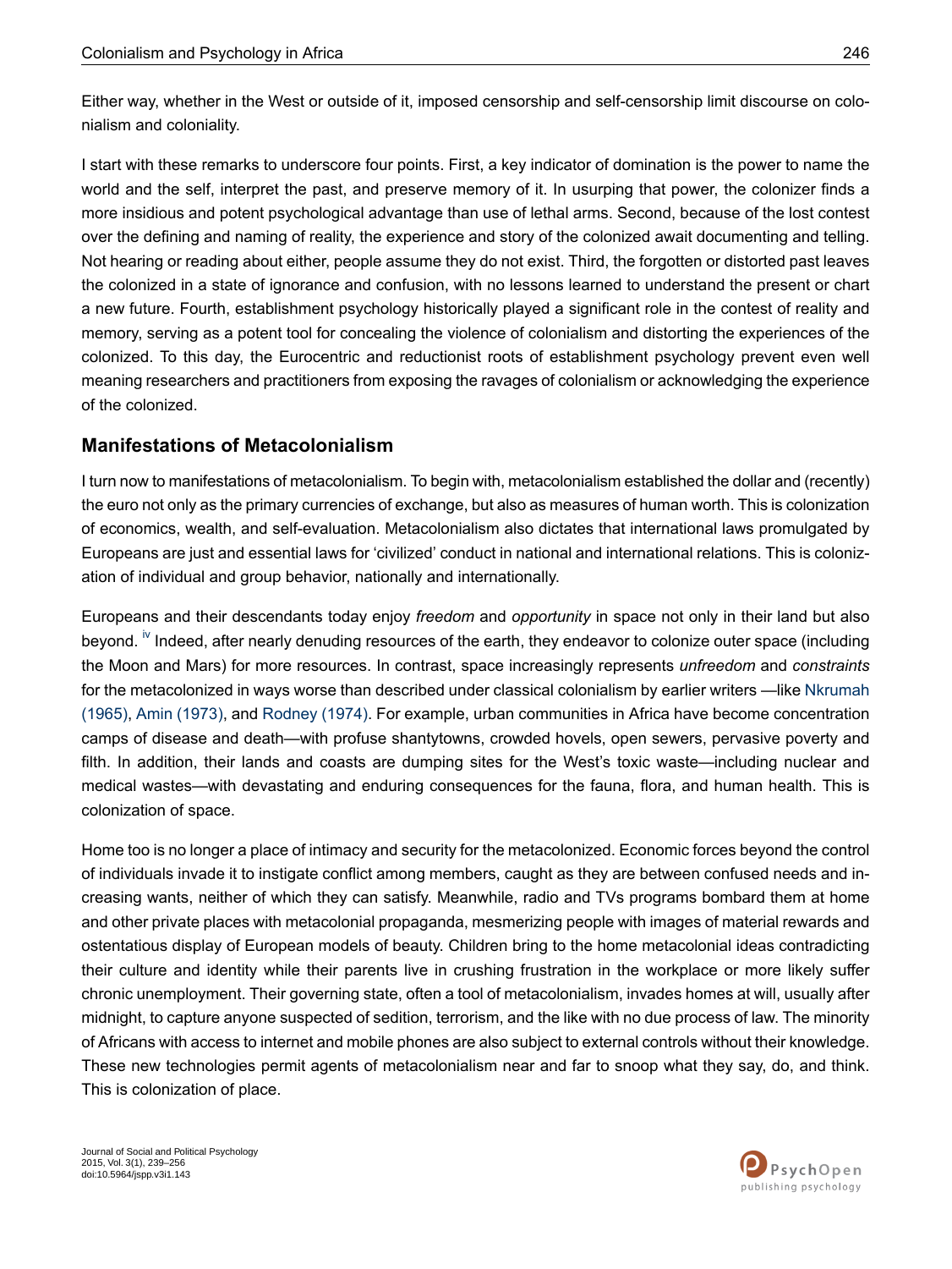Either way, whether in the West or outside of it, imposed censorship and self-censorship limit discourse on colonialism and coloniality.

I start with these remarks to underscore four points. First, a key indicator of domination is the power to name the world and the self, interpret the past, and preserve memory of it. In usurping that power, the colonizer finds a more insidious and potent psychological advantage than use of lethal arms. Second, because of the lost contest over the defining and naming of reality, the experience and story of the colonized await documenting and telling. Not hearing or reading about either, people assume they do not exist. Third, the forgotten or distorted past leaves the colonized in a state of ignorance and confusion, with no lessons learned to understand the present or chart a new future. Fourth, establishment psychology historically played a significant role in the contest of reality and memory, serving as a potent tool for concealing the violence of colonialism and distorting the experiences of the colonized. To this day, the Eurocentric and reductionist roots of establishment psychology prevent even well meaning researchers and practitioners from exposing the ravages of colonialism or acknowledging the experience of the colonized.

## Manifestations of Metacolonialism

I turn now to manifestations of metacolonialism. To begin with, metacolonialism established the dollar and (recently) the euro not only as the primary currencies of exchange, but also as measures of human worth. This is colonization of economics, wealth, and self-evaluation. Metacolonialism also dictates that international laws promulgated by Europeans are just and essential laws for 'civilized' conduct in national and international relations. This is colonization of individual and group behavior, nationally and internationally.

Europeans and their descendants today enjoy *freedom* and *opportunity* in space not only in their land but also beyond. [iv] Indeed, after nearly denuding resources of the earth, they endeavor to colonize outer space (including the Moon and Mars) for more resources. In contrast, space increasingly represents *unfreedom* and *constraints* for the metacolonized in ways worse than described under classical colonialism by earlier writers —like Nkrumah (1965), Amin (1973), and Rodney (1974). For example, urban communities in Africa have become concentration camps of disease and death—with profuse shantytowns, crowded hovels, open sewers, pervasive poverty and filth. In addition, their lands and coasts are dumping sites for the West's toxic waste—including nuclear and medical wastes—with devastating and enduring consequences for the fauna, flora, and human health. This is colonization of space.

Home too is no longer a place of intimacy and security for the metacolonized. Economic forces beyond the control of individuals invade it to instigate conflict among members, caught as they are between confused needs and increasing wants, neither of which they can satisfy. Meanwhile, radio and TVs programs bombard them at home and other private places with metacolonial propaganda, mesmerizing people with images of material rewards and ostentatious display of European models of beauty. Children bring to the home metacolonial ideas contradicting their culture and identity while their parents live in crushing frustration in the workplace or more likely suffer chronic unemployment. Their governing state, often a tool of metacolonialism, invades homes at will, usually after midnight, to capture anyone suspected of sedition, terrorism, and the like with no due process of law. The minority of Africans with access to internet and mobile phones are also subject to external controls without their knowledge. These new technologies permit agents of metacolonialism near and far to snoop what they say, do, and think. This is colonization of place.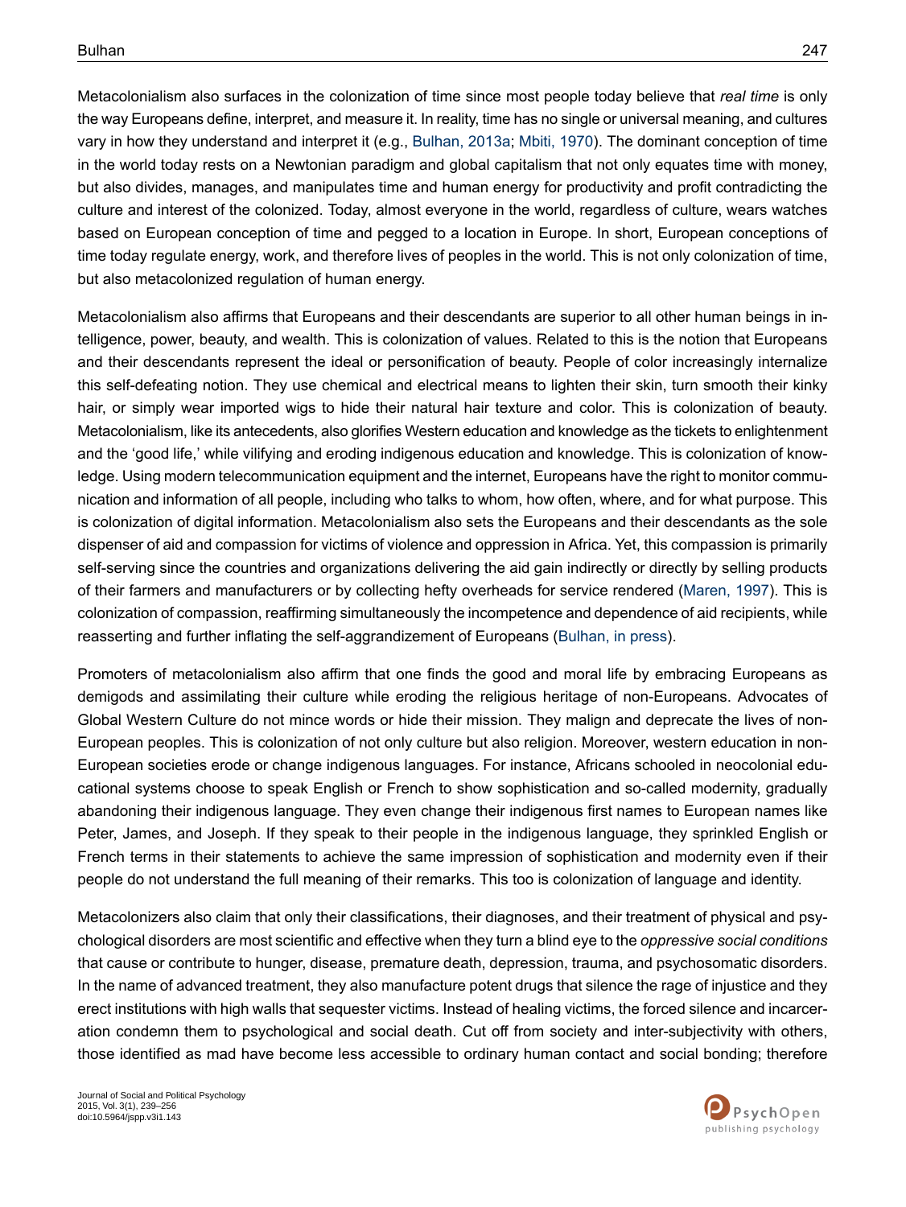Metacolonialism also surfaces in the colonization of time since most people today believe that *real time* is only the way Europeans define, interpret, and measure it. In reality, time has no single or universal meaning, and cultures vary in how they understand and interpret it (e.g., Bulhan, 2013a; Mbiti, 1970). The dominant conception of time in the world today rests on a Newtonian paradigm and global capitalism that not only equates time with money, but also divides, manages, and manipulates time and human energy for productivity and profit contradicting the culture and interest of the colonized. Today, almost everyone in the world, regardless of culture, wears watches based on European conception of time and pegged to a location in Europe. In short, European conceptions of time today regulate energy, work, and therefore lives of peoples in the world. This is not only colonization of time, but also metacolonized regulation of human energy.

Metacolonialism also affirms that Europeans and their descendants are superior to all other human beings in intelligence, power, beauty, and wealth. This is colonization of values. Related to this is the notion that Europeans and their descendants represent the ideal or personification of beauty. People of color increasingly internalize this self-defeating notion. They use chemical and electrical means to lighten their skin, turn smooth their kinky hair, or simply wear imported wigs to hide their natural hair texture and color. This is colonization of beauty. Metacolonialism, like its antecedents, also glorifies Western education and knowledge as the tickets to enlightenment and the 'good life,' while vilifying and eroding indigenous education and knowledge. This is colonization of knowledge. Using modern telecommunication equipment and the internet, Europeans have the right to monitor communication and information of all people, including who talks to whom, how often, where, and for what purpose. This is colonization of digital information. Metacolonialism also sets the Europeans and their descendants as the sole dispenser of aid and compassion for victims of violence and oppression in Africa. Yet, this compassion is primarily self-serving since the countries and organizations delivering the aid gain indirectly or directly by selling products of their farmers and manufacturers or by collecting hefty overheads for service rendered (Maren, 1997). This is colonization of compassion, reaffirming simultaneously the incompetence and dependence of aid recipients, while reasserting and further inflating the self-aggrandizement of Europeans (Bulhan, in press).

Promoters of metacolonialism also affirm that one finds the good and moral life by embracing Europeans as demigods and assimilating their culture while eroding the religious heritage of non-Europeans. Advocates of Global Western Culture do not mince words or hide their mission. They malign and deprecate the lives of non-European peoples. This is colonization of not only culture but also religion. Moreover, western education in non-European societies erode or change indigenous languages. For instance, Africans schooled in neocolonial educational systems choose to speak English or French to show sophistication and so-called modernity, gradually abandoning their indigenous language. They even change their indigenous first names to European names like Peter, James, and Joseph. If they speak to their people in the indigenous language, they sprinkled English or French terms in their statements to achieve the same impression of sophistication and modernity even if their people do not understand the full meaning of their remarks. This too is colonization of language and identity.

Metacolonizers also claim that only their classifications, their diagnoses, and their treatment of physical and psychological disorders are most scientific and effective when they turn a blind eye to the *oppressive social conditions* that cause or contribute to hunger, disease, premature death, depression, trauma, and psychosomatic disorders. In the name of advanced treatment, they also manufacture potent drugs that silence the rage of injustice and they erect institutions with high walls that sequester victims. Instead of healing victims, the forced silence and incarceration condemn them to psychological and social death. Cut off from society and inter-subjectivity with others, those identified as mad have become less accessible to ordinary human contact and social bonding; therefore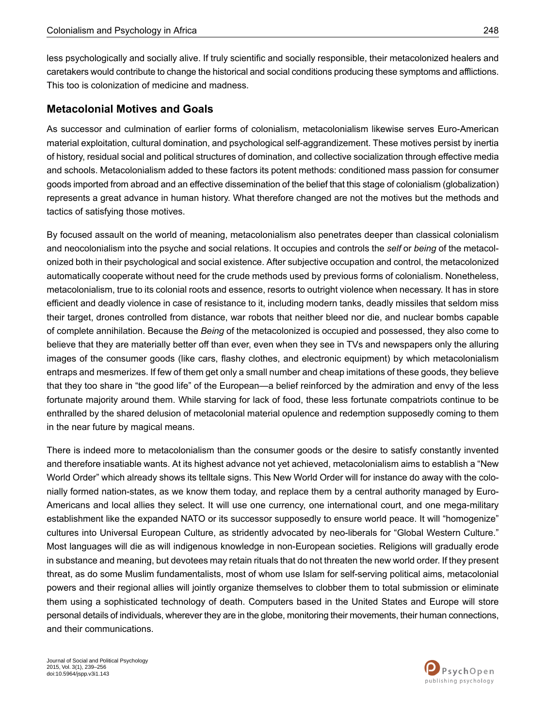less psychologically and socially alive. If truly scientific and socially responsible, their metacolonized healers and caretakers would contribute to change the historical and social conditions producing these symptoms and afflictions. This too is colonization of medicine and madness.

## Metacolonial Motives and Goals

As successor and culmination of earlier forms of colonialism, metacolonialism likewise serves Euro-American material exploitation, cultural domination, and psychological self-aggrandizement. These motives persist by inertia of history, residual social and political structures of domination, and collective socialization through effective media and schools. Metacolonialism added to these factors its potent methods: conditioned mass passion for consumer goods imported from abroad and an effective dissemination of the belief that this stage of colonialism (globalization) represents a great advance in human history. What therefore changed are not the motives but the methods and tactics of satisfying those motives.

By focused assault on the world of meaning, metacolonialism also penetrates deeper than classical colonialism and neocolonialism into the psyche and social relations. It occupies and controls the *self* or *being* of the metacolonized both in their psychological and social existence. After subjective occupation and control, the metacolonized automatically cooperate without need for the crude methods used by previous forms of colonialism. Nonetheless, metacolonialism, true to its colonial roots and essence, resorts to outright violence when necessary. It has in store efficient and deadly violence in case of resistance to it, including modern tanks, deadly missiles that seldom miss their target, drones controlled from distance, war robots that neither bleed nor die, and nuclear bombs capable of complete annihilation. Because the *Being* of the metacolonized is occupied and possessed, they also come to believe that they are materially better off than ever, even when they see in TVs and newspapers only the alluring images of the consumer goods (like cars, flashy clothes, and electronic equipment) by which metacolonialism entraps and mesmerizes. If few of them get only a small number and cheap imitations of these goods, they believe that they too share in "the good life" of the European—a belief reinforced by the admiration and envy of the less fortunate majority around them. While starving for lack of food, these less fortunate compatriots continue to be enthralled by the shared delusion of metacolonial material opulence and redemption supposedly coming to them in the near future by magical means.

There is indeed more to metacolonialism than the consumer goods or the desire to satisfy constantly invented and therefore insatiable wants. At its highest advance not yet achieved, metacolonialism aims to establish a "New World Order" which already shows its telltale signs. This New World Order will for instance do away with the colonially formed nation-states, as we know them today, and replace them by a central authority managed by Euro-Americans and local allies they select. It will use one currency, one international court, and one mega-military establishment like the expanded NATO or its successor supposedly to ensure world peace. It will "homogenize" cultures into Universal European Culture, as stridently advocated by neo-liberals for "Global Western Culture." Most languages will die as will indigenous knowledge in non-European societies. Religions will gradually erode in substance and meaning, but devotees may retain rituals that do not threaten the new world order. If they present threat, as do some Muslim fundamentalists, most of whom use Islam for self-serving political aims, metacolonial powers and their regional allies will jointly organize themselves to clobber them to total submission or eliminate them using a sophisticated technology of death. Computers based in the United States and Europe will store personal details of individuals, wherever they are in the globe, monitoring their movements, their human connections, and their communications.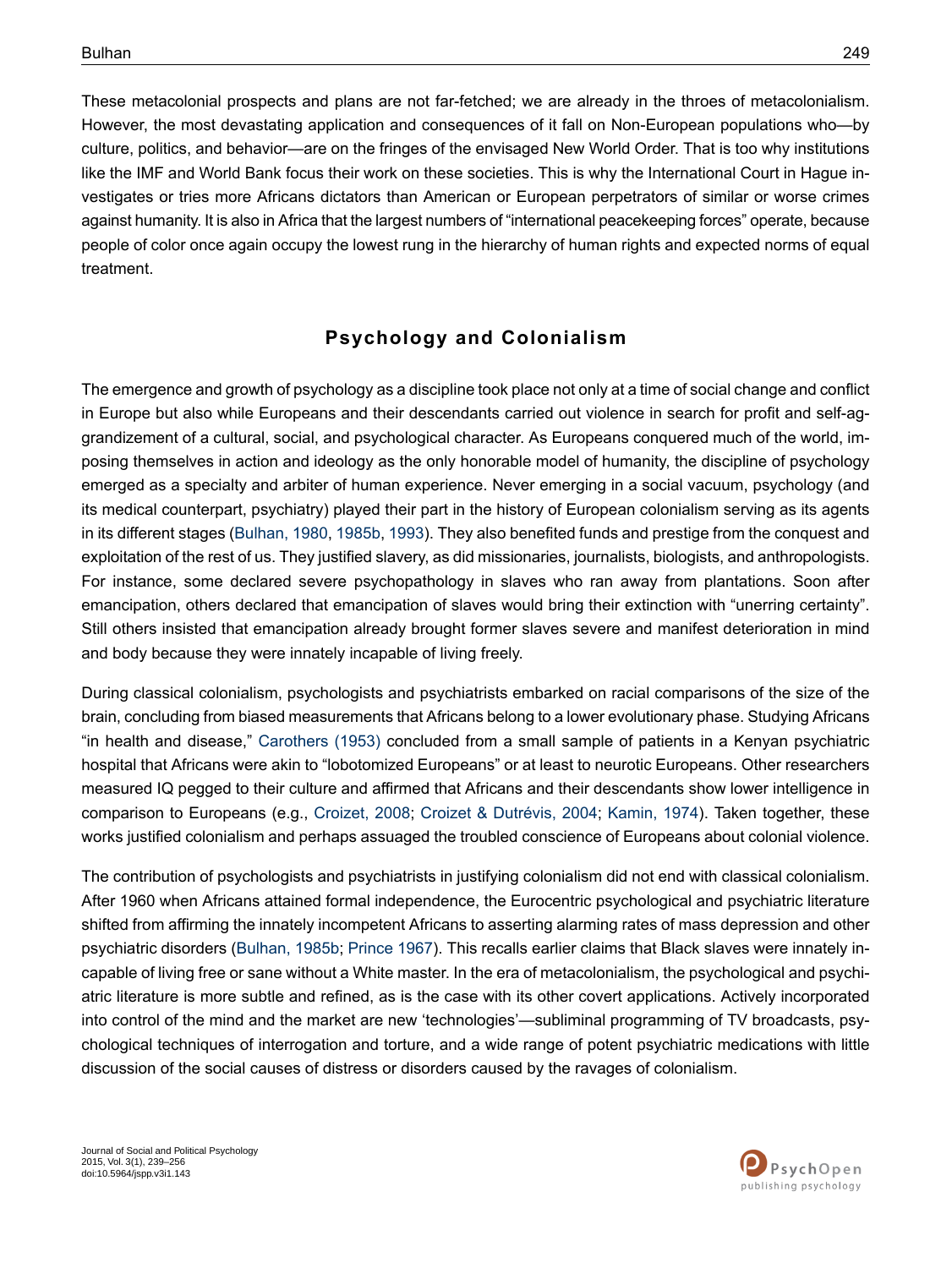These metacolonial prospects and plans are not far-fetched; we are already in the throes of metacolonialism. However, the most devastating application and consequences of it fall on Non-European populations who—by culture, politics, and behavior—are on the fringes of the envisaged New World Order. That is too why institutions like the IMF and World Bank focus their work on these societies. This is why the International Court in Hague investigates or tries more Africans dictators than American or European perpetrators of similar or worse crimes against humanity. It is also in Africa that the largest numbers of "international peacekeeping forces" operate, because people of color once again occupy the lowest rung in the hierarchy of human rights and expected norms of equal treatment.

## Psychology and Colonialism

The emergence and growth of psychology as a discipline took place not only at a time of social change and conflict in Europe but also while Europeans and their descendants carried out violence in search for profit and self-aggrandizement of a cultural, social, and psychological character. As Europeans conquered much of the world, imposing themselves in action and ideology as the only honorable model of humanity, the discipline of psychology emerged as a specialty and arbiter of human experience. Never emerging in a social vacuum, psychology (and its medical counterpart, psychiatry) played their part in the history of European colonialism serving as its agents in its different stages (Bulhan, 1980, 1985b, 1993). They also benefited funds and prestige from the conquest and exploitation of the rest of us. They justified slavery, as did missionaries, journalists, biologists, and anthropologists. For instance, some declared severe psychopathology in slaves who ran away from plantations. Soon after emancipation, others declared that emancipation of slaves would bring their extinction with "unerring certainty". Still others insisted that emancipation already brought former slaves severe and manifest deterioration in mind and body because they were innately incapable of living freely.

During classical colonialism, psychologists and psychiatrists embarked on racial comparisons of the size of the brain, concluding from biased measurements that Africans belong to a lower evolutionary phase. Studying Africans "in health and disease," Carothers (1953) concluded from a small sample of patients in a Kenyan psychiatric hospital that Africans were akin to "lobotomized Europeans" or at least to neurotic Europeans. Other researchers measured IQ pegged to their culture and affirmed that Africans and their descendants show lower intelligence in comparison to Europeans (e.g., Croizet, 2008; Croizet & Dutrévis, 2004; Kamin, 1974). Taken together, these works justified colonialism and perhaps assuaged the troubled conscience of Europeans about colonial violence.

The contribution of psychologists and psychiatrists in justifying colonialism did not end with classical colonialism. After 1960 when Africans attained formal independence, the Eurocentric psychological and psychiatric literature shifted from affirming the innately incompetent Africans to asserting alarming rates of mass depression and other psychiatric disorders (Bulhan, 1985b; Prince 1967). This recalls earlier claims that Black slaves were innately incapable of living free or sane without a White master. In the era of metacolonialism, the psychological and psychiatric literature is more subtle and refined, as is the case with its other covert applications. Actively incorporated into control of the mind and the market are new 'technologies'—subliminal programming of TV broadcasts, psychological techniques of interrogation and torture, and a wide range of potent psychiatric medications with little discussion of the social causes of distress or disorders caused by the ravages of colonialism.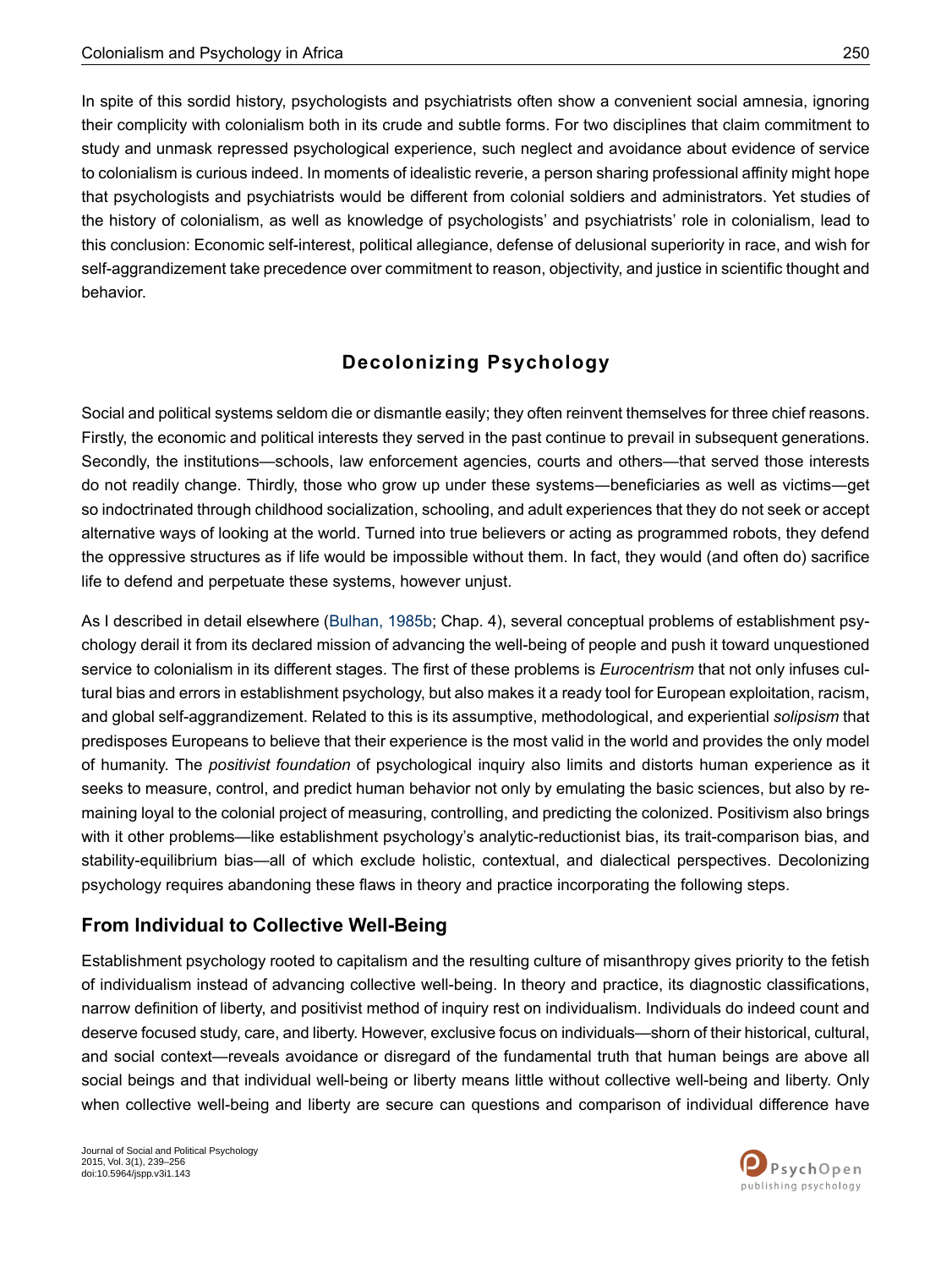In spite of this sordid history, psychologists and psychiatrists often show a convenient social amnesia, ignoring their complicity with colonialism both in its crude and subtle forms. For two disciplines that claim commitment to study and unmask repressed psychological experience, such neglect and avoidance about evidence of service to colonialism is curious indeed. In moments of idealistic reverie, a person sharing professional affinity might hope that psychologists and psychiatrists would be different from colonial soldiers and administrators. Yet studies of the history of colonialism, as well as knowledge of psychologists' and psychiatrists' role in colonialism, lead to this conclusion: Economic self-interest, political allegiance, defense of delusional superiority in race, and wish for self-aggrandizement take precedence over commitment to reason, objectivity, and justice in scientific thought and behavior.

## Decolonizing Psychology

Social and political systems seldom die or dismantle easily; they often reinvent themselves for three chief reasons. Firstly, the economic and political interests they served in the past continue to prevail in subsequent generations. Secondly, the institutions—schools, law enforcement agencies, courts and others—that served those interests do not readily change. Thirdly, those who grow up under these systems—beneficiaries as well as victims—get so indoctrinated through childhood socialization, schooling, and adult experiences that they do not seek or accept alternative ways of looking at the world. Turned into true believers or acting as programmed robots, they defend the oppressive structures as if life would be impossible without them. In fact, they would (and often do) sacrifice life to defend and perpetuate these systems, however unjust.

As I described in detail elsewhere (Bulhan, 1985b; Chap. 4), several conceptual problems of establishment psychology derail it from its declared mission of advancing the well-being of people and push it toward unquestioned service to colonialism in its different stages. The first of these problems is *Eurocentrism* that not only infuses cultural bias and errors in establishment psychology, but also makes it a ready tool for European exploitation, racism, and global self-aggrandizement. Related to this is its assumptive, methodological, and experiential *solipsism* that predisposes Europeans to believe that their experience is the most valid in the world and provides the only model of humanity. The *positivist foundation* of psychological inquiry also limits and distorts human experience as it seeks to measure, control, and predict human behavior not only by emulating the basic sciences, but also by remaining loyal to the colonial project of measuring, controlling, and predicting the colonized. Positivism also brings with it other problems—like establishment psychology's analytic-reductionist bias, its trait-comparison bias, and stability-equilibrium bias—all of which exclude holistic, contextual, and dialectical perspectives. Decolonizing psychology requires abandoning these flaws in theory and practice incorporating the following steps.

### From Individual to Collective Well-Being

Establishment psychology rooted to capitalism and the resulting culture of misanthropy gives priority to the fetish of individualism instead of advancing collective well-being. In theory and practice, its diagnostic classifications, narrow definition of liberty, and positivist method of inquiry rest on individualism. Individuals do indeed count and deserve focused study, care, and liberty. However, exclusive focus on individuals—shorn of their historical, cultural, and social context—reveals avoidance or disregard of the fundamental truth that human beings are above all social beings and that individual well-being or liberty means little without collective well-being and liberty. Only when collective well-being and liberty are secure can questions and comparison of individual difference have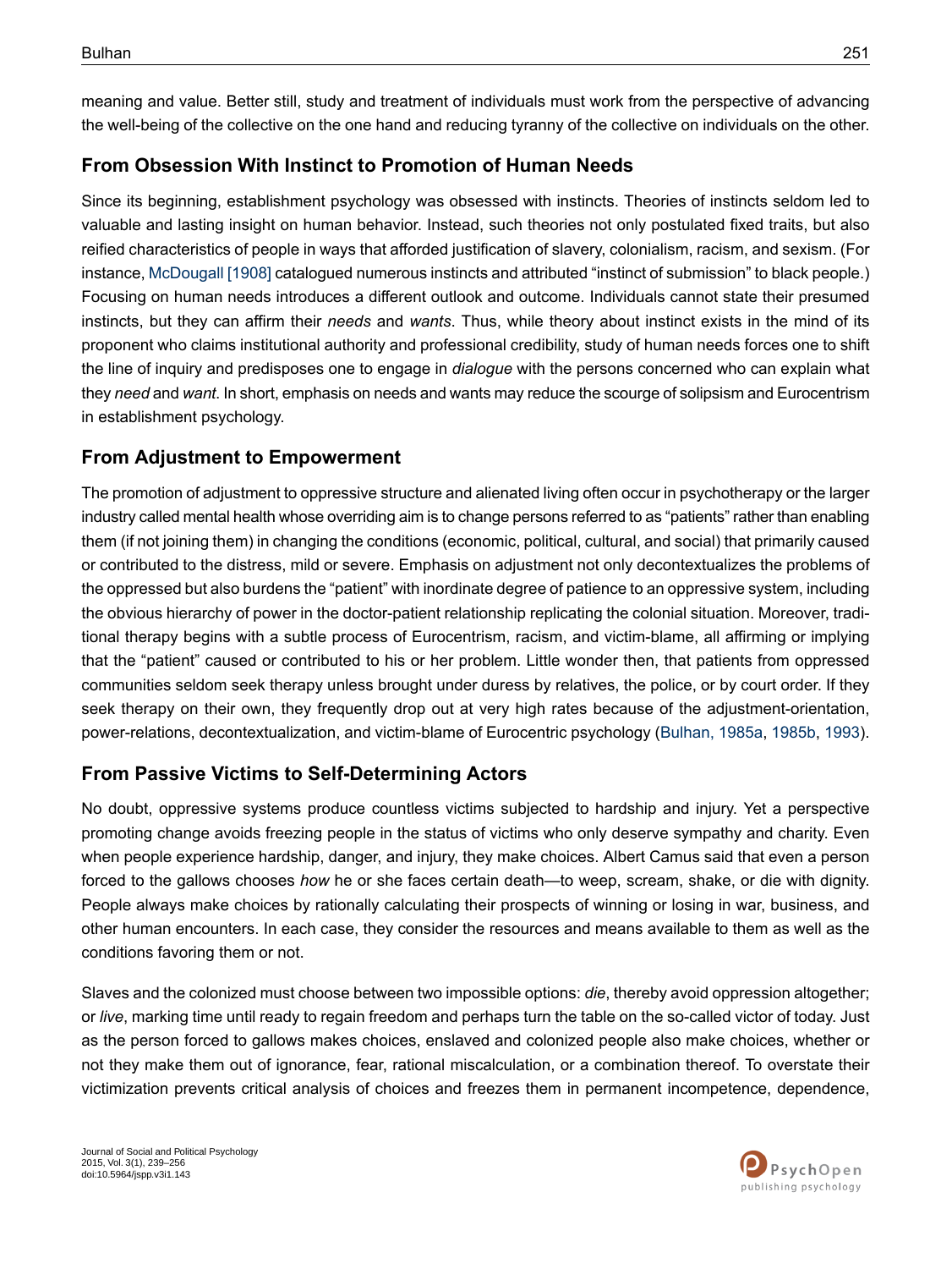meaning and value. Better still, study and treatment of individuals must work from the perspective of advancing the well-being of the collective on the one hand and reducing tyranny of the collective on individuals on the other.

## From Obsession With Instinct to Promotion of Human Needs

Since its beginning, establishment psychology was obsessed with instincts. Theories of instincts seldom led to valuable and lasting insight on human behavior. Instead, such theories not only postulated fixed traits, but also reified characteristics of people in ways that afforded justification of slavery, colonialism, racism, and sexism. (For instance, McDougall [1908] catalogued numerous instincts and attributed "instinct of submission" to black people.) Focusing on human needs introduces a different outlook and outcome. Individuals cannot state their presumed instincts, but they can affirm their *needs* and *wants*. Thus, while theory about instinct exists in the mind of its proponent who claims institutional authority and professional credibility, study of human needs forces one to shift the line of inquiry and predisposes one to engage in *dialogue* with the persons concerned who can explain what they *need* and *want*. In short, emphasis on needs and wants may reduce the scourge of solipsism and Eurocentrism in establishment psychology.

## From Adjustment to Empowerment

The promotion of adjustment to oppressive structure and alienated living often occur in psychotherapy or the larger industry called mental health whose overriding aim is to change persons referred to as "patients" rather than enabling them (if not joining them) in changing the conditions (economic, political, cultural, and social) that primarily caused or contributed to the distress, mild or severe. Emphasis on adjustment not only decontextualizes the problems of the oppressed but also burdens the "patient" with inordinate degree of patience to an oppressive system, including the obvious hierarchy of power in the doctor-patient relationship replicating the colonial situation. Moreover, traditional therapy begins with a subtle process of Eurocentrism, racism, and victim-blame, all affirming or implying that the "patient" caused or contributed to his or her problem. Little wonder then, that patients from oppressed communities seldom seek therapy unless brought under duress by relatives, the police, or by court order. If they seek therapy on their own, they frequently drop out at very high rates because of the adjustment-orientation, power-relations, decontextualization, and victim-blame of Eurocentric psychology (Bulhan, 1985a, 1985b, 1993).

## From Passive Victims to Self-Determining Actors

No doubt, oppressive systems produce countless victims subjected to hardship and injury. Yet a perspective promoting change avoids freezing people in the status of victims who only deserve sympathy and charity. Even when people experience hardship, danger, and injury, they make choices. Albert Camus said that even a person forced to the gallows chooses *how* he or she faces certain death—to weep, scream, shake, or die with dignity. People always make choices by rationally calculating their prospects of winning or losing in war, business, and other human encounters. In each case, they consider the resources and means available to them as well as the conditions favoring them or not.

Slaves and the colonized must choose between two impossible options: *die*, thereby avoid oppression altogether; or *live*, marking time until ready to regain freedom and perhaps turn the table on the so-called victor of today. Just as the person forced to gallows makes choices, enslaved and colonized people also make choices, whether or not they make them out of ignorance, fear, rational miscalculation, or a combination thereof. To overstate their victimization prevents critical analysis of choices and freezes them in permanent incompetence, dependence,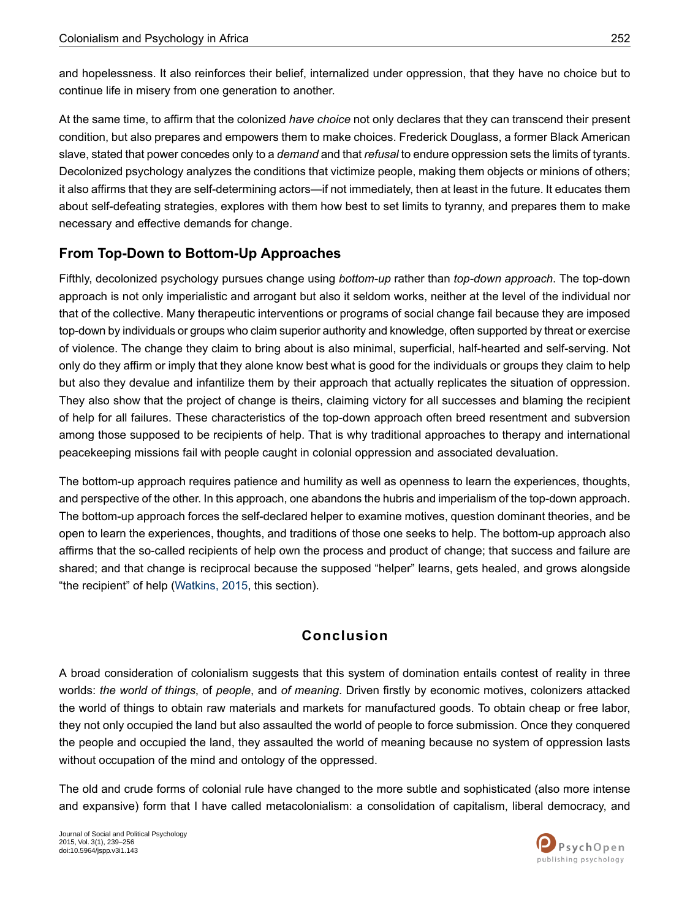and hopelessness. It also reinforces their belief, internalized under oppression, that they have no choice but to continue life in misery from one generation to another.

At the same time, to affirm that the colonized *have choice* not only declares that they can transcend their present condition, but also prepares and empowers them to make choices. Frederick Douglass, a former Black American slave, stated that power concedes only to a *demand* and that *refusal* to endure oppression sets the limits of tyrants. Decolonized psychology analyzes the conditions that victimize people, making them objects or minions of others; it also affirms that they are self-determining actors—if not immediately, then at least in the future. It educates them about self-defeating strategies, explores with them how best to set limits to tyranny, and prepares them to make necessary and effective demands for change.

### From Top-Down to Bottom-Up Approaches

Fifthly, decolonized psychology pursues change using *bottom-up* rather than *top-down approach*. The top-down approach is not only imperialistic and arrogant but also it seldom works, neither at the level of the individual nor that of the collective. Many therapeutic interventions or programs of social change fail because they are imposed top-down by individuals or groups who claim superior authority and knowledge, often supported by threat or exercise of violence. The change they claim to bring about is also minimal, superficial, half-hearted and self-serving. Not only do they affirm or imply that they alone know best what is good for the individuals or groups they claim to help but also they devalue and infantilize them by their approach that actually replicates the situation of oppression. They also show that the project of change is theirs, claiming victory for all successes and blaming the recipient of help for all failures. These characteristics of the top-down approach often breed resentment and subversion among those supposed to be recipients of help. That is why traditional approaches to therapy and international peacekeeping missions fail with people caught in colonial oppression and associated devaluation.

The bottom-up approach requires patience and humility as well as openness to learn the experiences, thoughts, and perspective of the other. In this approach, one abandons the hubris and imperialism of the top-down approach. The bottom-up approach forces the self-declared helper to examine motives, question dominant theories, and be open to learn the experiences, thoughts, and traditions of those one seeks to help. The bottom-up approach also affirms that the so-called recipients of help own the process and product of change; that success and failure are shared; and that change is reciprocal because the supposed "helper" learns, gets healed, and grows alongside "the recipient" of help (Watkins, 2015, this section).

## Conclusion

A broad consideration of colonialism suggests that this system of domination entails contest of reality in three worlds: *the world of things*, of *people*, and *of meaning*. Driven firstly by economic motives, colonizers attacked the world of things to obtain raw materials and markets for manufactured goods. To obtain cheap or free labor, they not only occupied the land but also assaulted the world of people to force submission. Once they conquered the people and occupied the land, they assaulted the world of meaning because no system of oppression lasts without occupation of the mind and ontology of the oppressed.

The old and crude forms of colonial rule have changed to the more subtle and sophisticated (also more intense and expansive) form that I have called metacolonialism: a consolidation of capitalism, liberal democracy, and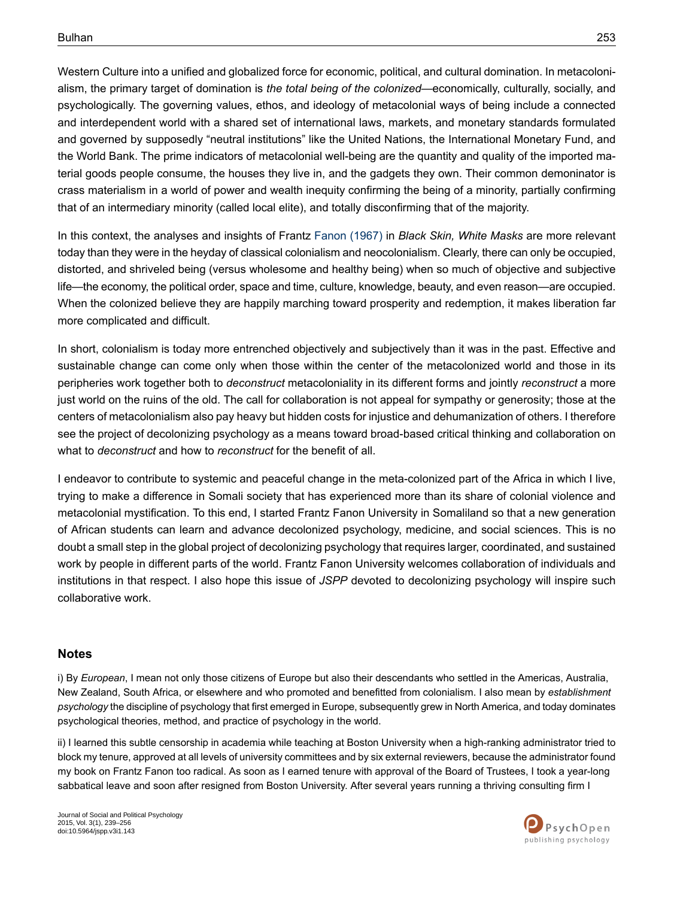Western Culture into a unified and globalized force for economic, political, and cultural domination. In metacolonialism, the primary target of domination is *the total being of the colonized*—economically, culturally, socially, and psychologically. The governing values, ethos, and ideology of metacolonial ways of being include a connected and interdependent world with a shared set of international laws, markets, and monetary standards formulated and governed by supposedly "neutral institutions" like the United Nations, the International Monetary Fund, and the World Bank. The prime indicators of metacolonial well-being are the quantity and quality of the imported material goods people consume, the houses they live in, and the gadgets they own. Their common demoninator is crass materialism in a world of power and wealth inequity confirming the being of a minority, partially confirming that of an intermediary minority (called local elite), and totally disconfirming that of the majority.

In this context, the analyses and insights of Frantz Fanon (1967) in *Black Skin, White Masks* are more relevant today than they were in the heyday of classical colonialism and neocolonialism. Clearly, there can only be occupied, distorted, and shriveled being (versus wholesome and healthy being) when so much of objective and subjective life—the economy, the political order, space and time, culture, knowledge, beauty, and even reason—are occupied. When the colonized believe they are happily marching toward prosperity and redemption, it makes liberation far more complicated and difficult.

In short, colonialism is today more entrenched objectively and subjectively than it was in the past. Effective and sustainable change can come only when those within the center of the metacolonized world and those in its peripheries work together both to *deconstruct* metacoloniality in its different forms and jointly *reconstruct* a more just world on the ruins of the old. The call for collaboration is not appeal for sympathy or generosity; those at the centers of metacolonialism also pay heavy but hidden costs for injustice and dehumanization of others. I therefore see the project of decolonizing psychology as a means toward broad-based critical thinking and collaboration on what to *deconstruct* and how to *reconstruct* for the benefit of all.

I endeavor to contribute to systemic and peaceful change in the meta-colonized part of the Africa in which I live, trying to make a difference in Somali society that has experienced more than its share of colonial violence and metacolonial mystification. To this end, I started Frantz Fanon University in Somaliland so that a new generation of African students can learn and advance decolonized psychology, medicine, and social sciences. This is no doubt a small step in the global project of decolonizing psychology that requires larger, coordinated, and sustained work by people in different parts of the world. Frantz Fanon University welcomes collaboration of individuals and institutions in that respect. I also hope this issue of *JSPP* devoted to decolonizing psychology will inspire such collaborative work.

## Notes

i) By *European*, I mean not only those citizens of Europe but also their descendants who settled in the Americas, Australia, New Zealand, South Africa, or elsewhere and who promoted and benefitted from colonialism. I also mean by *establishment psychology* the discipline of psychology that first emerged in Europe, subsequently grew in North America, and today dominates psychological theories, method, and practice of psychology in the world.

ii) I learned this subtle censorship in academia while teaching at Boston University when a high-ranking administrator tried to block my tenure, approved at all levels of university committees and by six external reviewers, because the administrator found my book on Frantz Fanon too radical. As soon as I earned tenure with approval of the Board of Trustees, I took a year-long sabbatical leave and soon after resigned from Boston University. After several years running a thriving consulting firm I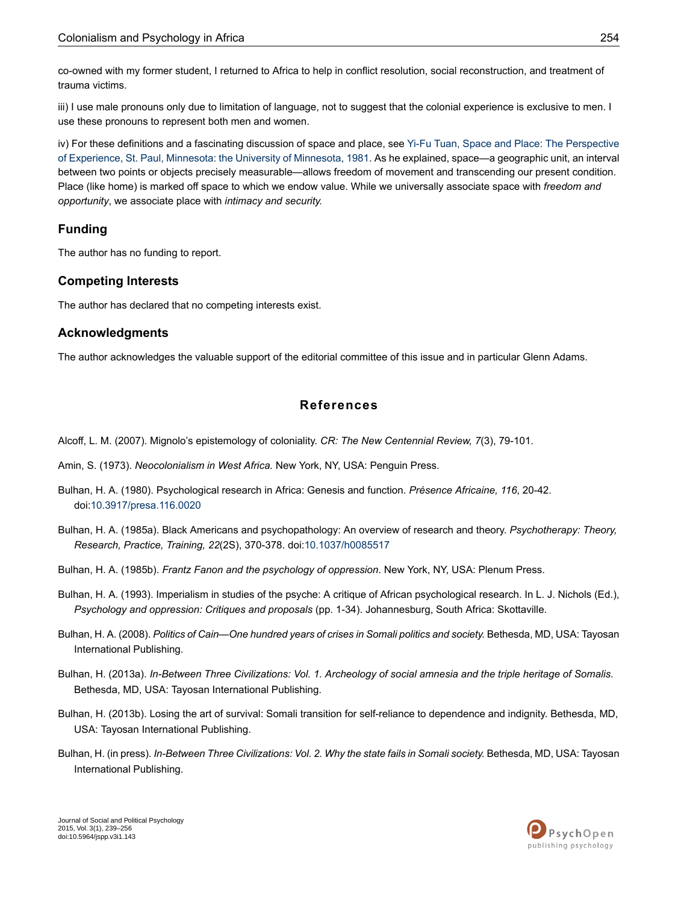co-owned with my former student, I returned to Africa to help in conflict resolution, social reconstruction, and treatment of trauma victims.

iii) I use male pronouns only due to limitation of language, not to suggest that the colonial experience is exclusive to men. I use these pronouns to represent both men and women.

iv) For these definitions and a fascinating discussion of space and place, see Yi-Fu Tuan, Space and Place: The Perspective of Experience, St. Paul, Minnesota: the University of Minnesota, 1981. As he explained, space—a geographic unit, an interval between two points or objects precisely measurable—allows freedom of movement and transcending our present condition. Place (like home) is marked off space to which we endow value. While we universally associate space with *freedom and opportunity*, we associate place with *intimacy and security.*

## Funding

The author has no funding to report.

## Competing Interests

The author has declared that no competing interests exist.

## Acknowledgments

The author acknowledges the valuable support of the editorial committee of this issue and in particular Glenn Adams.

## References

Alcoff, L. M. (2007). Mignolo's epistemology of coloniality. *CR: The New Centennial Review, 7*(3), 79-101.

Amin, S. (1973). *Neocolonialism in West Africa.* New York, NY, USA: Penguin Press.

Bulhan, H. A. (1980). Psychological research in Africa: Genesis and function. *Présence Africaine, 116*, 20-42. doi:10.3917/presa.116.0020

Bulhan, H. A. (1985a). Black Americans and psychopathology: An overview of research and theory. *Psychotherapy: Theory, Research, Practice, Training, 22*(2S), 370-378. doi:10.1037/h0085517

Bulhan, H. A. (1985b). *Frantz Fanon and the psychology of oppression*. New York, NY, USA: Plenum Press.

Bulhan, H. A. (1993). Imperialism in studies of the psyche: A critique of African psychological research. In L. J. Nichols (Ed.), *Psychology and oppression: Critiques and proposals* (pp. 1-34). Johannesburg, South Africa: Skottaville.

Bulhan, H. A. (2008). *Politics of Cain—One hundred years of crises in Somali politics and society.* Bethesda, MD, USA: Tayosan International Publishing.

Bulhan, H. (2013a). *In-Between Three Civilizations: Vol. 1. Archeology of social amnesia and the triple heritage of Somalis*. Bethesda, MD, USA: Tayosan International Publishing.

Bulhan, H. (2013b). Losing the art of survival: Somali transition for self-reliance to dependence and indignity. Bethesda, MD, USA: Tayosan International Publishing.

Bulhan, H. (in press). *In-Between Three Civilizations: Vol. 2. Why the state fails in Somali society.* Bethesda, MD, USA: Tayosan International Publishing.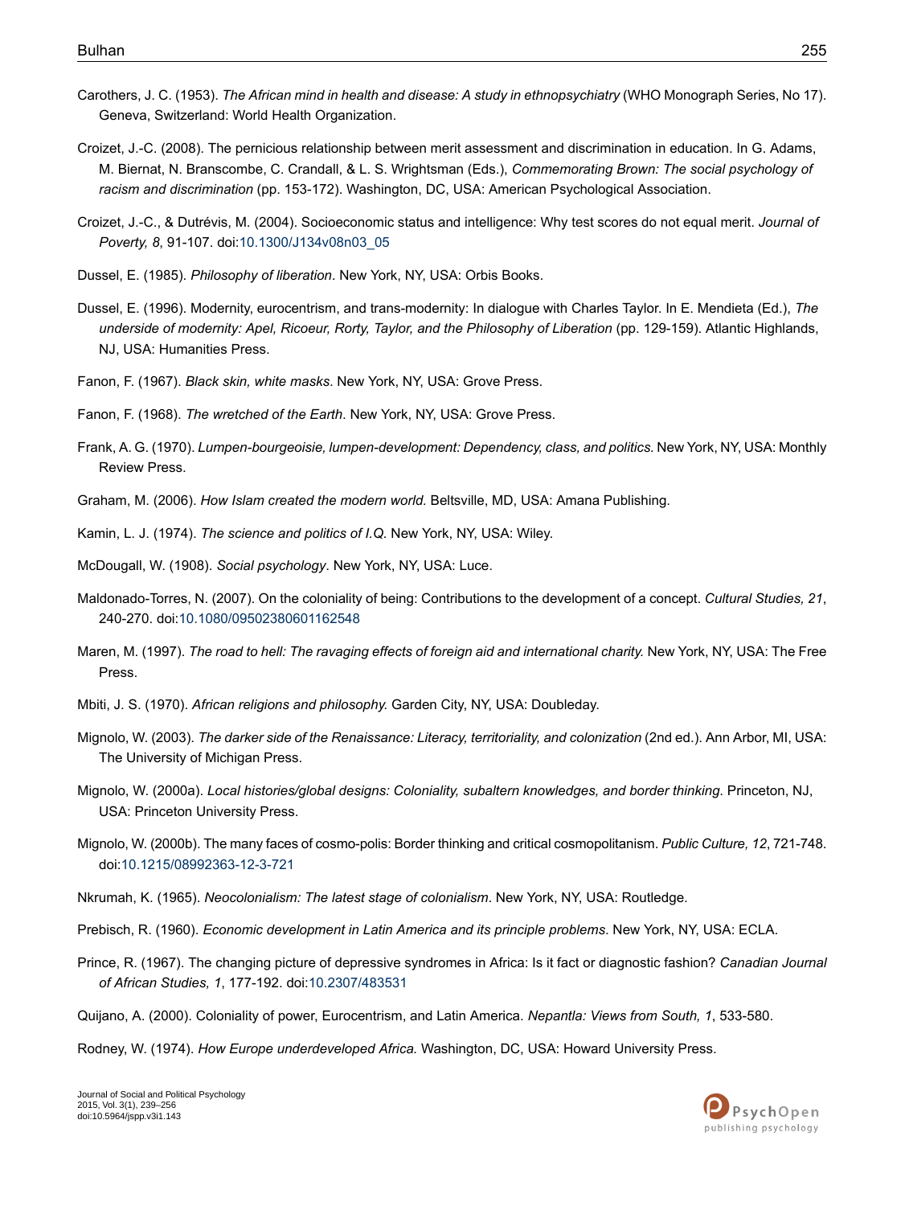Carothers, J. C. (1953). *The African mind in health and disease: A study in ethnopsychiatry* (WHO Monograph Series, No 17). Geneva, Switzerland: World Health Organization.

Croizet, J.-C. (2008). The pernicious relationship between merit assessment and discrimination in education. In G. Adams, M. Biernat, N. Branscombe, C. Crandall, & L. S. Wrightsman (Eds.), *Commemorating Brown: The social psychology of racism and discrimination* (pp. 153-172). Washington, DC, USA: American Psychological Association.

Croizet, J.-C., & Dutrévis, M. (2004). Socioeconomic status and intelligence: Why test scores do not equal merit. *Journal of Poverty, 8*, 91-107. doi:10.1300/J134v08n03_05

Dussel, E. (1985). *Philosophy of liberation*. New York, NY, USA: Orbis Books.

Dussel, E. (1996). Modernity, eurocentrism, and trans-modernity: In dialogue with Charles Taylor. In E. Mendieta (Ed.), *The underside of modernity: Apel, Ricoeur, Rorty, Taylor, and the Philosophy of Liberation* (pp. 129-159). Atlantic Highlands, NJ, USA: Humanities Press.

Fanon, F. (1967). *Black skin, white masks*. New York, NY, USA: Grove Press.

Fanon, F. (1968). *The wretched of the Earth*. New York, NY, USA: Grove Press.

Frank, A. G. (1970). *Lumpen-bourgeoisie, lumpen-development: Dependency, class, and politics.* New York, NY, USA: Monthly Review Press.

Graham, M. (2006). *How Islam created the modern world.* Beltsville, MD, USA: Amana Publishing.

Kamin, L. J. (1974). *The science and politics of I.Q.* New York, NY, USA: Wiley.

McDougall, W. (1908). *Social psychology*. New York, NY, USA: Luce.

Maldonado-Torres, N. (2007). On the coloniality of being: Contributions to the development of a concept. *Cultural Studies, 21*, 240-270. doi:10.1080/09502380601162548

Maren, M. (1997). *The road to hell: The ravaging effects of foreign aid and international charity.* New York, NY, USA: The Free Press.

Mbiti, J. S. (1970). *African religions and philosophy.* Garden City, NY, USA: Doubleday.

Mignolo, W. (2003). *The darker side of the Renaissance: Literacy, territoriality, and colonization* (2nd ed.). Ann Arbor, MI, USA: The University of Michigan Press.

Mignolo, W. (2000a). *Local histories/global designs: Coloniality, subaltern knowledges, and border thinking.* Princeton, NJ, USA: Princeton University Press.

Mignolo, W. (2000b). The many faces of cosmo-polis: Border thinking and critical cosmopolitanism. *Public Culture, 12*, 721-748. doi:10.1215/08992363-12-3-721

Nkrumah, K. (1965). *Neocolonialism: The latest stage of colonialism*. New York, NY, USA: Routledge.

Prebisch, R. (1960). *Economic development in Latin America and its principle problems*. New York, NY, USA: ECLA.

Prince, R. (1967). The changing picture of depressive syndromes in Africa: Is it fact or diagnostic fashion? *Canadian Journal of African Studies, 1*, 177-192. doi:10.2307/483531

Quijano, A. (2000). Coloniality of power, Eurocentrism, and Latin America. *Nepantla: Views from South, 1*, 533-580.

Rodney, W. (1974). *How Europe underdeveloped Africa.* Washington, DC, USA: Howard University Press.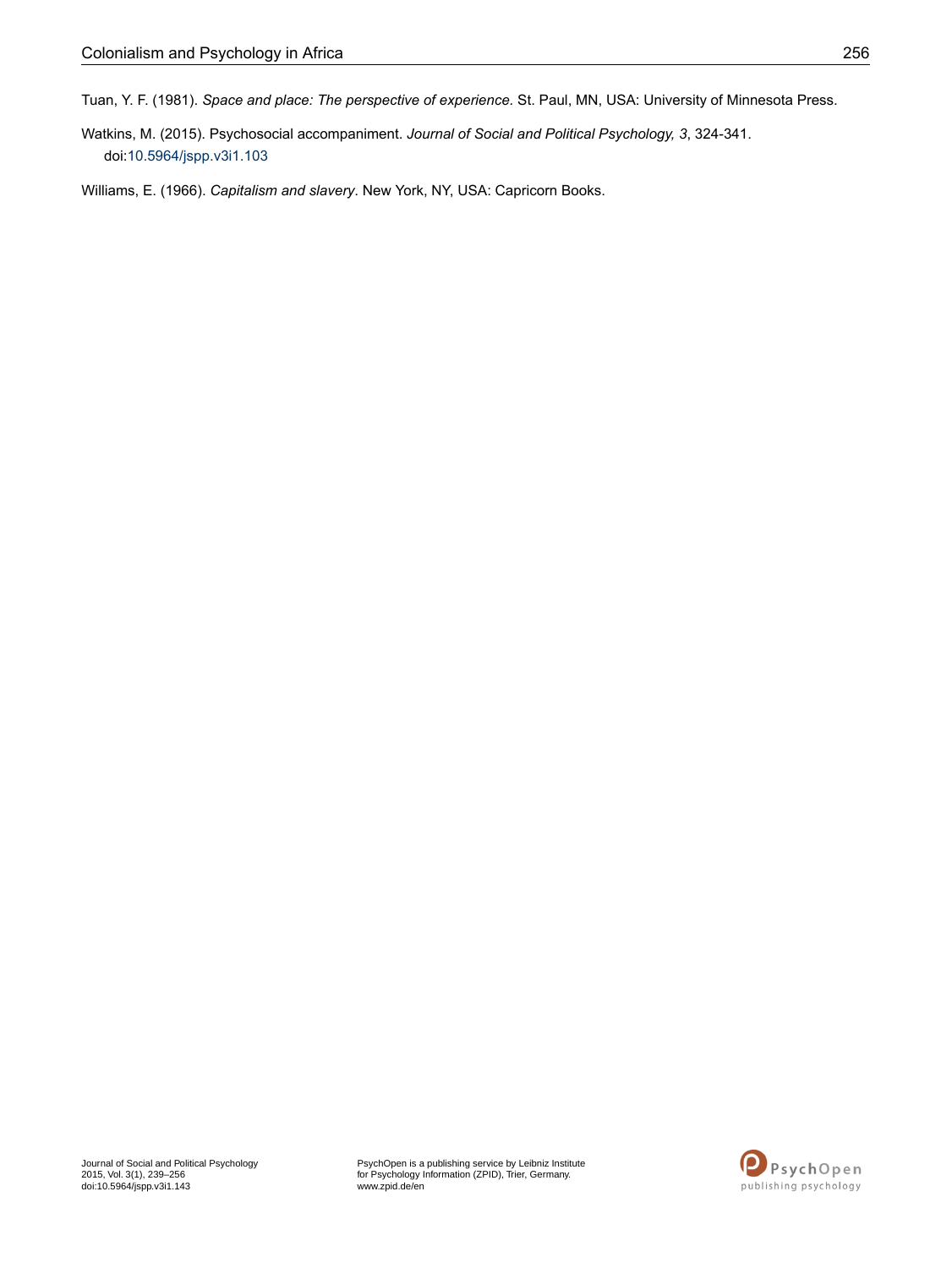Tuan, Y. F. (1981). *Space and place: The perspective of experience.* St. Paul, MN, USA: University of Minnesota Press.

Watkins, M. (2015). Psychosocial accompaniment. *Journal of Social and Political Psychology, 3*, 324-341. doi:10.5964/jspp.v3i1.103

Williams, E. (1966). *Capitalism and slavery*. New York, NY, USA: Capricorn Books.